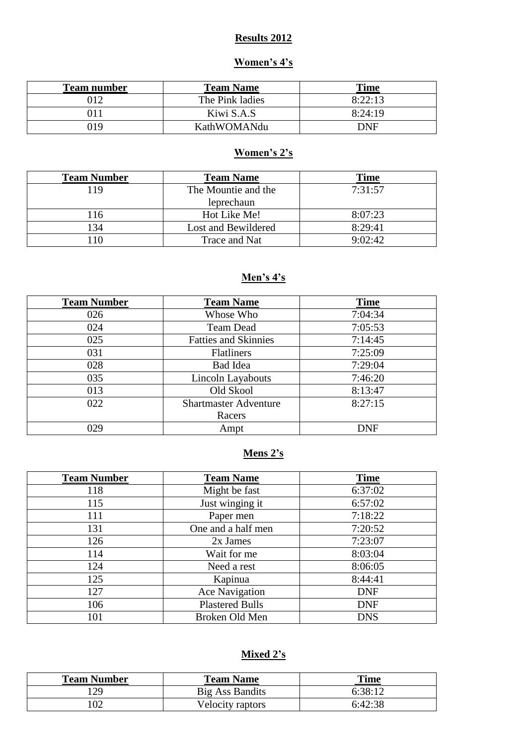# Results 2012

## Women's 4's

| Team number | Team Name | Time |
|---|---|---|
| 012 | The Pink ladies | 8:22:13 |
| 011 | Kiwi S.A.S | 8:24:19 |
| 019 | KathWOMANdu | DNF |

## Women's 2's

| Team Number | Team Name | Time |
|---|---|---|
| 119 | The Mountie and the leprechaun | 7:31:57 |
| 116 | Hot Like Me! | 8:07:23 |
| 134 | Lost and Bewildered | 8:29:41 |
| 110 | Trace and Nat | 9:02:42 |

## Men's 4's

| Team Number | Team Name | Time |
|---|---|---|
| 026 | Whose Who | 7:04:34 |
| 024 | Team Dead | 7:05:53 |
| 025 | Fatties and Skinnies | 7:14:45 |
| 031 | Flatliners | 7:25:09 |
| 028 | Bad Idea | 7:29:04 |
| 035 | Lincoln Layabouts | 7:46:20 |
| 013 | Old Skool | 8:13:47 |
| 022 | Shartmaster Adventure Racers | 8:27:15 |
| 029 | Ampt | DNF |

## Mens 2's

| Team Number | Team Name | Time |
|---|---|---|
| 118 | Might be fast | 6:37:02 |
| 115 | Just winging it | 6:57:02 |
| 111 | Paper men | 7:18:22 |
| 131 | One and a half men | 7:20:52 |
| 126 | 2x James | 7:23:07 |
| 114 | Wait for me | 8:03:04 |
| 124 | Need a rest | 8:06:05 |
| 125 | Kapinua | 8:44:41 |
| 127 | Ace Navigation | DNF |
| 106 | Plastered Bulls | DNF |
| 101 | Broken Old Men | DNS |

## Mixed 2's

| Team Number | Team Name | Time |
|---|---|---|
| 129 | Big Ass Bandits | 6:38:12 |
| 102 | Velocity raptors | 6:42:38 |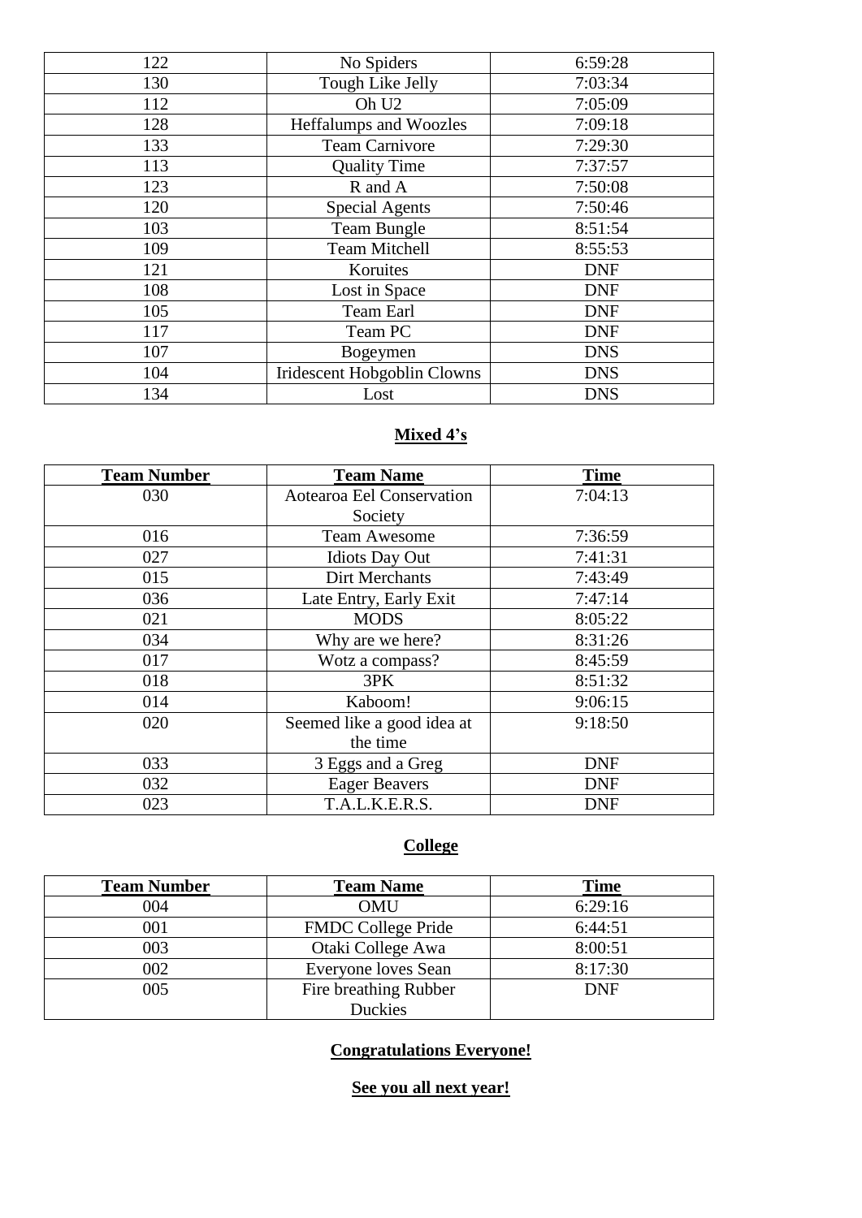| | | |
|---|---|---|
| 122 | No Spiders | 6:59:28 |
| 130 | Tough Like Jelly | 7:03:34 |
| 112 | Oh U2 | 7:05:09 |
| 128 | Heffalumps and Woozles | 7:09:18 |
| 133 | Team Carnivore | 7:29:30 |
| 113 | Quality Time | 7:37:57 |
| 123 | R and A | 7:50:08 |
| 120 | Special Agents | 7:50:46 |
| 103 | Team Bungle | 8:51:54 |
| 109 | Team Mitchell | 8:55:53 |
| 121 | Koruites | DNF |
| 108 | Lost in Space | DNF |
| 105 | Team Earl | DNF |
| 117 | Team PC | DNF |
| 107 | Bogeymen | DNS |
| 104 | Iridescent Hobgoblin Clowns | DNS |
| 134 | Lost | DNS |

## Mixed 4's

| Team Number | Team Name | Time |
|---|---|---|
| 030 | Aotearoa Eel Conservation Society | 7:04:13 |
| 016 | Team Awesome | 7:36:59 |
| 027 | Idiots Day Out | 7:41:31 |
| 015 | Dirt Merchants | 7:43:49 |
| 036 | Late Entry, Early Exit | 7:47:14 |
| 021 | MODS | 8:05:22 |
| 034 | Why are we here? | 8:31:26 |
| 017 | Wotz a compass? | 8:45:59 |
| 018 | 3PK | 8:51:32 |
| 014 | Kaboom! | 9:06:15 |
| 020 | Seemed like a good idea at the time | 9:18:50 |
| 033 | 3 Eggs and a Greg | DNF |
| 032 | Eager Beavers | DNF |
| 023 | T.A.L.K.E.R.S. | DNF |

## College

| Team Number | Team Name | Time |
|---|---|---|
| 004 | OMU | 6:29:16 |
| 001 | FMDC College Pride | 6:44:51 |
| 003 | Otaki College Awa | 8:00:51 |
| 002 | Everyone loves Sean | 8:17:30 |
| 005 | Fire breathing Rubber Duckies | DNF |

**Congratulations Everyone!**

**See you all next year!**